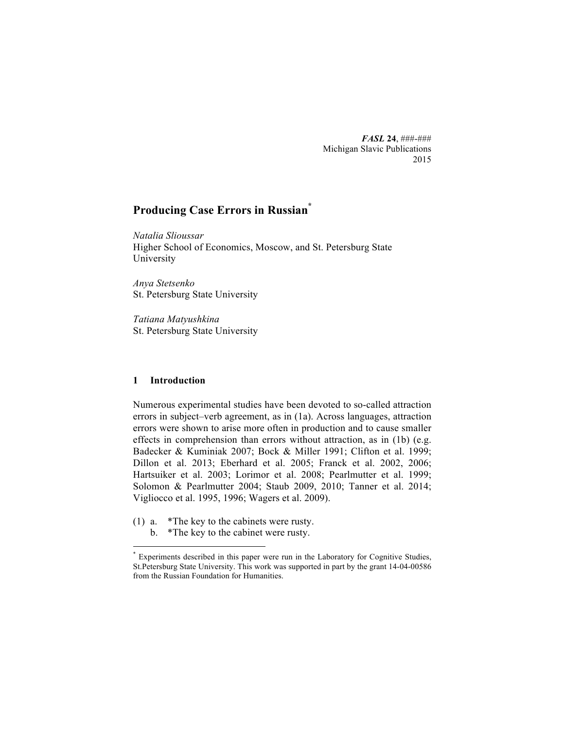*FASL* **24**, ###-###
Michigan Slavic Publications
2015

# Producing Case Errors in Russian[*]

*Natalia Slioussar*
Higher School of Economics, Moscow, and St. Petersburg State University

*Anya Stetsenko*
St. Petersburg State University

*Tatiana Matyushkina*
St. Petersburg State University

## 1 Introduction

Numerous experimental studies have been devoted to so-called attraction errors in subject–verb agreement, as in (1a). Across languages, attraction errors were shown to arise more often in production and to cause smaller effects in comprehension than errors without attraction, as in (1b) (e.g. Badecker & Kuminiak 2007; Bock & Miller 1991; Clifton et al. 1999; Dillon et al. 2013; Eberhard et al. 2005; Franck et al. 2002, 2006; Hartsuiker et al. 2003; Lorimor et al. 2008; Pearlmutter et al. 1999; Solomon & Pearlmutter 2004; Staub 2009, 2010; Tanner et al. 2014; Vigliocco et al. 1995, 1996; Wagers et al. 2009).

(1) a. *The key to the cabinets were rusty.
    b. *The key to the cabinet were rusty.

[*] Experiments described in this paper were run in the Laboratory for Cognitive Studies, St.Petersburg State University. This work was supported in part by the grant 14-04-00586 from the Russian Foundation for Humanities.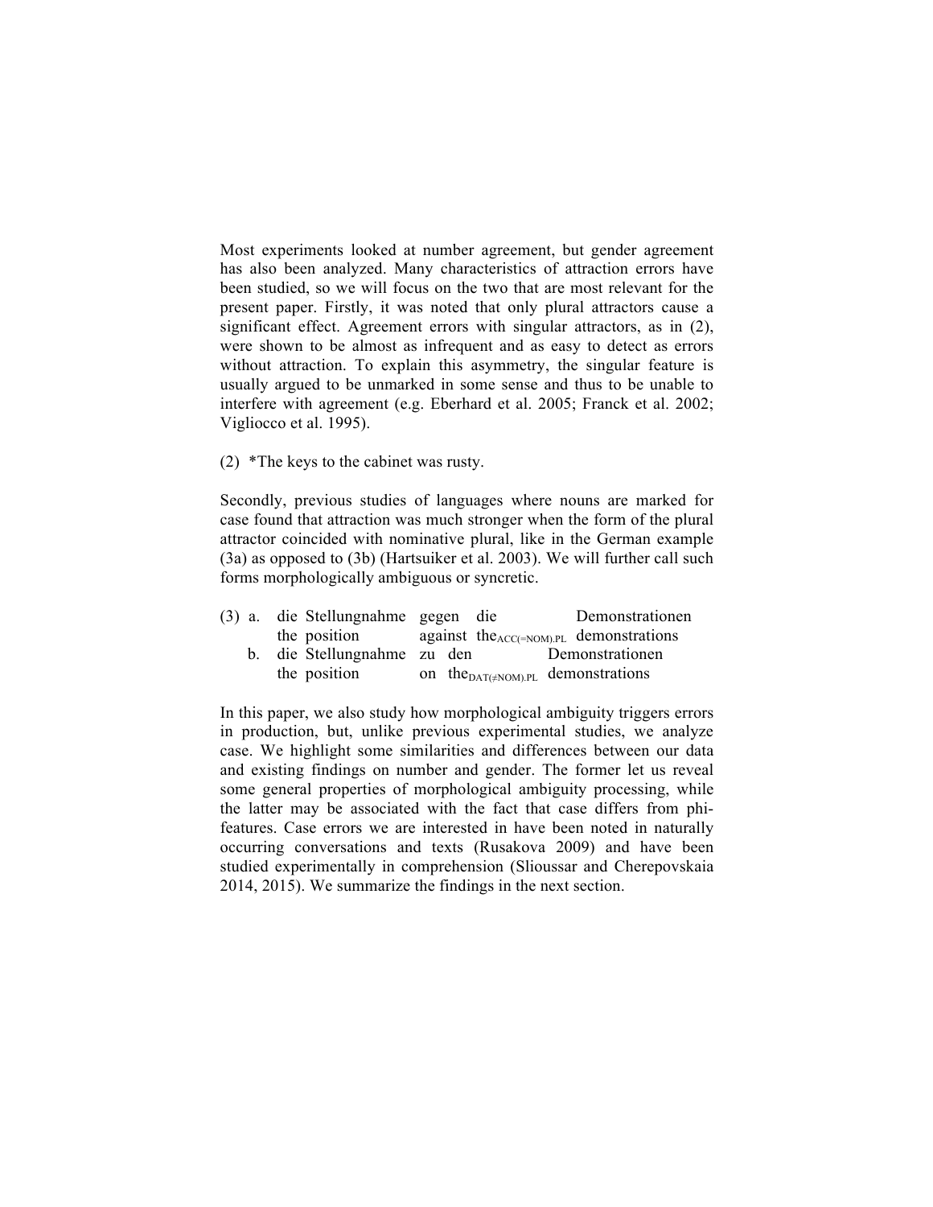Most experiments looked at number agreement, but gender agreement has also been analyzed. Many characteristics of attraction errors have been studied, so we will focus on the two that are most relevant for the present paper. Firstly, it was noted that only plural attractors cause a significant effect. Agreement errors with singular attractors, as in (2), were shown to be almost as infrequent and as easy to detect as errors without attraction. To explain this asymmetry, the singular feature is usually argued to be unmarked in some sense and thus to be unable to interfere with agreement (e.g. Eberhard et al. 2005; Franck et al. 2002; Vigliocco et al. 1995).

(2) *The keys to the cabinet was rusty.

Secondly, previous studies of languages where nouns are marked for case found that attraction was much stronger when the form of the plural attractor coincided with nominative plural, like in the German example (3a) as opposed to (3b) (Hartsuiker et al. 2003). We will further call such forms morphologically ambiguous or syncretic.

(3) a. die Stellungnahme gegen die Demonstrationen
   the position against the$_{\text{ACC(=NOM).PL}}$ demonstrations
   b. die Stellungnahme zu den Demonstrationen
   the position on the$_{\text{DAT(≠NOM).PL}}$ demonstrations

In this paper, we also study how morphological ambiguity triggers errors in production, but, unlike previous experimental studies, we analyze case. We highlight some similarities and differences between our data and existing findings on number and gender. The former let us reveal some general properties of morphological ambiguity processing, while the latter may be associated with the fact that case differs from phi-features. Case errors we are interested in have been noted in naturally occurring conversations and texts (Rusakova 2009) and have been studied experimentally in comprehension (Slioussar and Cherepovskaia 2014, 2015). We summarize the findings in the next section.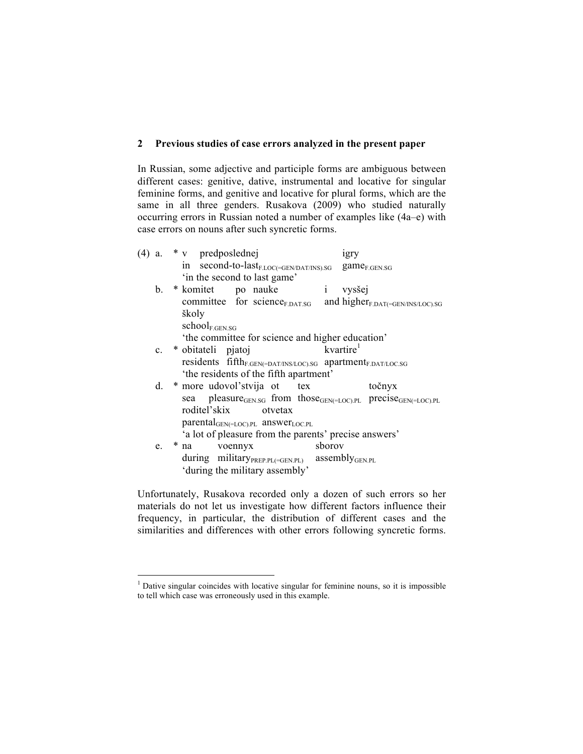## 2 Previous studies of case errors analyzed in the present paper

In Russian, some adjective and participle forms are ambiguous between different cases: genitive, dative, instrumental and locative for singular feminine forms, and genitive and locative for plural forms, which are the same in all three genders. Rusakova (2009) who studied naturally occurring errors in Russian noted a number of examples like (4a–e) with case errors on nouns after such syncretic forms.

(4) a. * v predposlednej igry
in second-to-last$_{\text{F.LOC(=GEN/DAT/INS).SG}}$ game$_{\text{F.GEN.SG}}$
'in the second to last game'

b. * komitet po nauke i vysšej školy
committee for science$_{\text{F.DAT.SG}}$ and higher$_{\text{F.DAT(=GEN/INS/LOC).SG}}$ school$_{\text{F.GEN.SG}}$
'the committee for science and higher education'

c. * obitateli pjatoj kvartire[1]
residents fifth$_{\text{F.GEN(=DAT/INS/LOC).SG}}$ apartment$_{\text{F.DAT/LOC.SG}}$
'the residents of the fifth apartment'

d. * more udovol'stvija ot tex točnyx roditel'skix otvetax
sea pleasure$_{\text{GEN.SG}}$ from those$_{\text{GEN(=LOC).PL}}$ precise$_{\text{GEN(=LOC).PL}}$ parental$_{\text{GEN(=LOC).PL}}$ answer$_{\text{LOC.PL}}$
'a lot of pleasure from the parents' precise answers'

e. * na voennyx sborov
during military$_{\text{PREP.PL(=GEN.PL)}}$ assembly$_{\text{GEN.PL}}$
'during the military assembly'

Unfortunately, Rusakova recorded only a dozen of such errors so her materials do not let us investigate how different factors influence their frequency, in particular, the distribution of different cases and the similarities and differences with other errors following syncretic forms.

[1] Dative singular coincides with locative singular for feminine nouns, so it is impossible to tell which case was erroneously used in this example.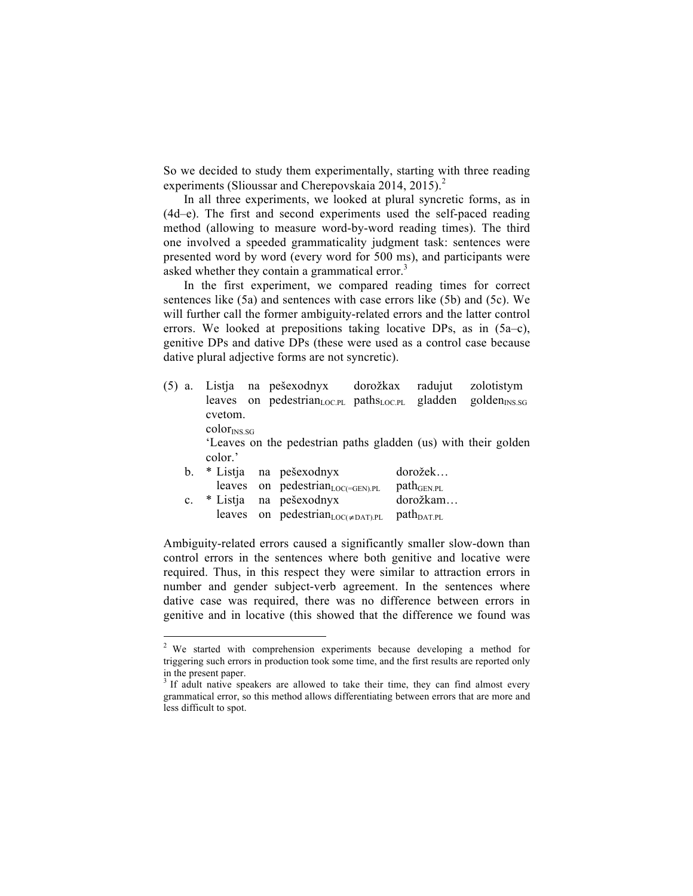So we decided to study them experimentally, starting with three reading experiments (Slioussar and Cherepovskaia 2014, 2015).[2]

In all three experiments, we looked at plural syncretic forms, as in (4d–e). The first and second experiments used the self-paced reading method (allowing to measure word-by-word reading times). The third one involved a speeded grammaticality judgment task: sentences were presented word by word (every word for 500 ms), and participants were asked whether they contain a grammatical error.[3]

In the first experiment, we compared reading times for correct sentences like (5a) and sentences with case errors like (5b) and (5c). We will further call the former ambiguity-related errors and the latter control errors. We looked at prepositions taking locative DPs, as in (5a–c), genitive DPs and dative DPs (these were used as a control case because dative plural adjective forms are not syncretic).

(5) a. Listja na pešexodnyx dorožkax radujut zolotistym cvetom.
leaves on pedestrian$_{\text{LOC.PL}}$ paths$_{\text{LOC.PL}}$ gladden golden$_{\text{INS.SG}}$ color$_{\text{INS.SG}}$
'Leaves on the pedestrian paths gladden (us) with their golden color.'

b. * Listja na pešexodnyx dorožek…
leaves on pedestrian$_{\text{LOC(=GEN).PL}}$ path$_{\text{GEN.PL}}$

c. * Listja na pešexodnyx dorožkam…
leaves on pedestrian$_{\text{LOC(}\neq\text{DAT).PL}}$ path$_{\text{DAT.PL}}$

Ambiguity-related errors caused a significantly smaller slow-down than control errors in the sentences where both genitive and locative were required. Thus, in this respect they were similar to attraction errors in number and gender subject-verb agreement. In the sentences where dative case was required, there was no difference between errors in genitive and in locative (this showed that the difference we found was

---

[2] We started with comprehension experiments because developing a method for triggering such errors in production took some time, and the first results are reported only in the present paper.

[3] If adult native speakers are allowed to take their time, they can find almost every grammatical error, so this method allows differentiating between errors that are more and less difficult to spot.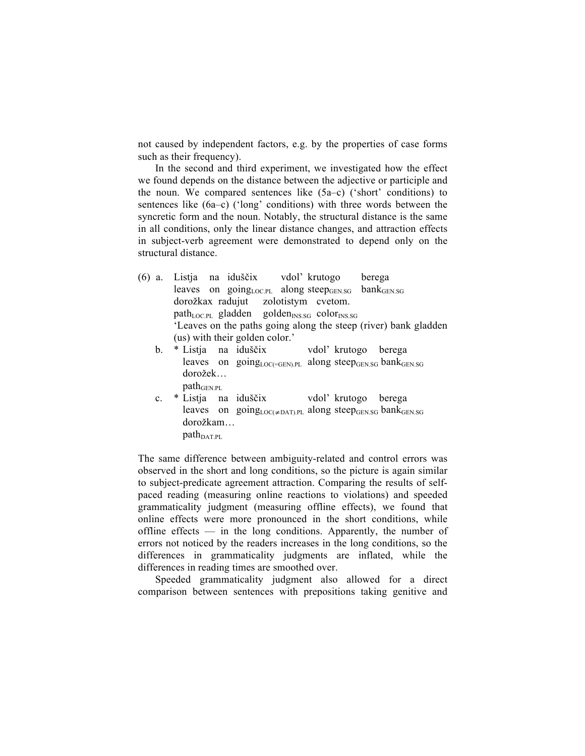not caused by independent factors, e.g. by the properties of case forms such as their frequency).

In the second and third experiment, we investigated how the effect we found depends on the distance between the adjective or participle and the noun. We compared sentences like (5a–c) ('short' conditions) to sentences like (6a–c) ('long' conditions) with three words between the syncretic form and the noun. Notably, the structural distance is the same in all conditions, only the linear distance changes, and attraction effects in subject-verb agreement were demonstrated to depend only on the structural distance.

(6) a. Listja na iduščix vdol' krutogo berega
leaves on going$_{\mathrm{LOC.PL}}$ along steep$_{\mathrm{GEN.SG}}$ bank$_{\mathrm{GEN.SG}}$
dorožkax radujut zolotistym cvetom.
path$_{\mathrm{LOC.PL}}$ gladden golden$_{\mathrm{INS.SG}}$ color$_{\mathrm{INS.SG}}$
'Leaves on the paths going along the steep (river) bank gladden (us) with their golden color.'

b. * Listja na iduščix vdol' krutogo berega
leaves on going$_{\mathrm{LOC(=GEN).PL}}$ along steep$_{\mathrm{GEN.SG}}$ bank$_{\mathrm{GEN.SG}}$
dorožek…
path$_{\mathrm{GEN.PL}}$

c. * Listja na iduščix vdol' krutogo berega
leaves on going$_{\mathrm{LOC(\neq DAT).PL}}$ along steep$_{\mathrm{GEN.SG}}$ bank$_{\mathrm{GEN.SG}}$
dorožkam…
path$_{\mathrm{DAT.PL}}$

The same difference between ambiguity-related and control errors was observed in the short and long conditions, so the picture is again similar to subject-predicate agreement attraction. Comparing the results of self-paced reading (measuring online reactions to violations) and speeded grammaticality judgment (measuring offline effects), we found that online effects were more pronounced in the short conditions, while offline effects — in the long conditions. Apparently, the number of errors not noticed by the readers increases in the long conditions, so the differences in grammaticality judgments are inflated, while the differences in reading times are smoothed over.

Speeded grammaticality judgment also allowed for a direct comparison between sentences with prepositions taking genitive and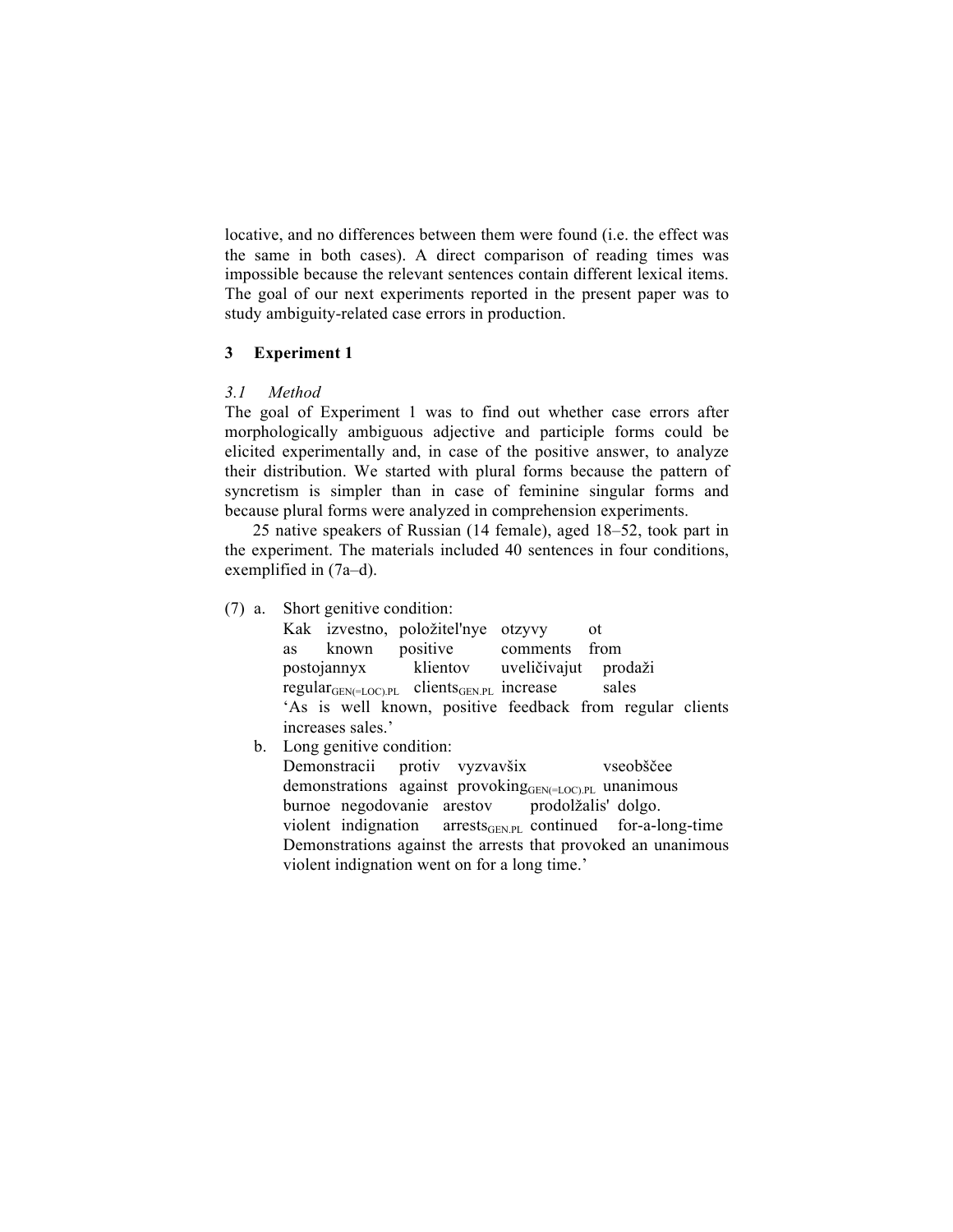locative, and no differences between them were found (i.e. the effect was the same in both cases). A direct comparison of reading times was impossible because the relevant sentences contain different lexical items. The goal of our next experiments reported in the present paper was to study ambiguity-related case errors in production.

## 3 Experiment 1

### *3.1 Method*

The goal of Experiment 1 was to find out whether case errors after morphologically ambiguous adjective and participle forms could be elicited experimentally and, in case of the positive answer, to analyze their distribution. We started with plural forms because the pattern of syncretism is simpler than in case of feminine singular forms and because plural forms were analyzed in comprehension experiments.

25 native speakers of Russian (14 female), aged 18–52, took part in the experiment. The materials included 40 sentences in four conditions, exemplified in (7a–d).

(7) a. Short genitive condition:

Kak izvestno, položitel'nye otzyvy ot
as known positive comments from
postojannyx klientov uveličivajut prodaži
regular$_{\text{GEN(=LOC).PL}}$ clients$_{\text{GEN.PL}}$ increase sales
'As is well known, positive feedback from regular clients increases sales.'

b. Long genitive condition:

Demonstracii protiv vyzvavšix vseobščee
demonstrations against provoking$_{\text{GEN(=LOC).PL}}$ unanimous
burnoe negodovanie arestov prodolžalis' dolgo.
violent indignation arrests$_{\text{GEN.PL}}$ continued for-a-long-time
Demonstrations against the arrests that provoked an unanimous violent indignation went on for a long time.'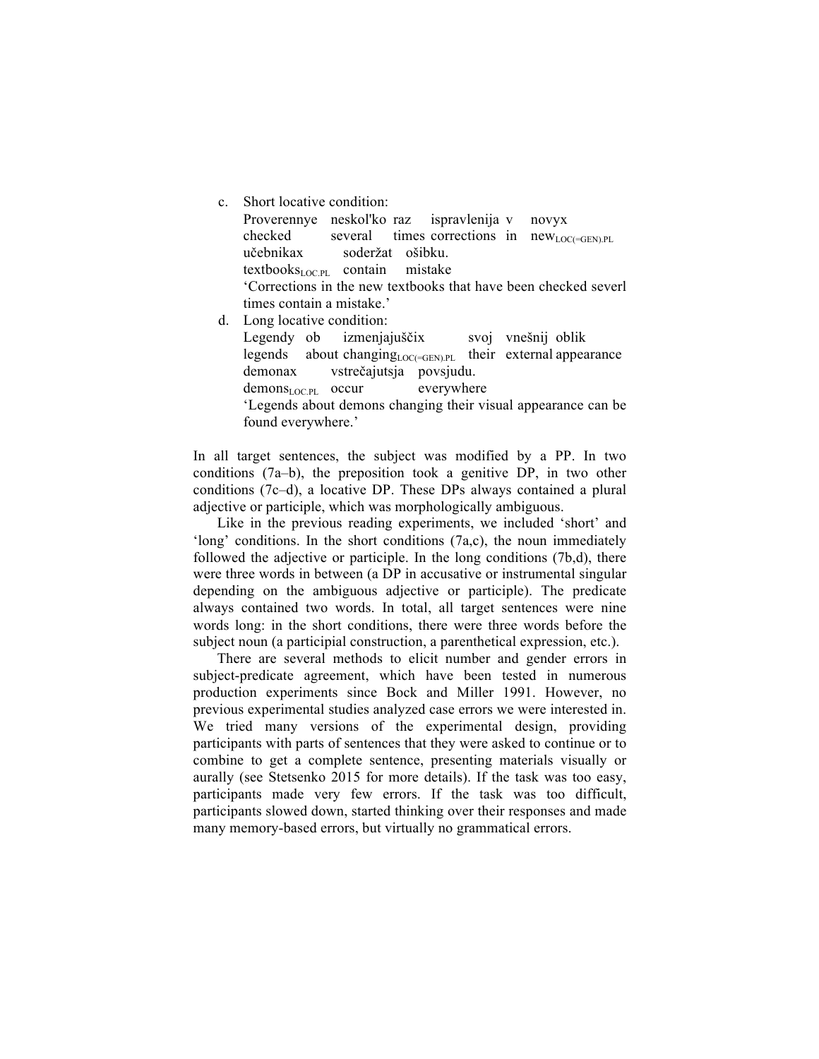c. Short locative condition:

   Proverennye neskol'ko raz ispravlenija v novyx
   checked several times corrections in new$_{\text{LOC(=GEN).PL}}$
   učebnikax soderžat ošibku.
   textbooks$_{\text{LOC.PL}}$ contain mistake
   'Corrections in the new textbooks that have been checked severl times contain a mistake.'

d. Long locative condition:

   Legendy ob izmenjajuščix svoj vnešnij oblik
   legends about changing$_{\text{LOC(=GEN).PL}}$ their external appearance
   demonax vstrečajutsja povsjudu.
   demons$_{\text{LOC.PL}}$ occur everywhere
   'Legends about demons changing their visual appearance can be found everywhere.'

In all target sentences, the subject was modified by a PP. In two conditions (7a–b), the preposition took a genitive DP, in two other conditions (7c–d), a locative DP. These DPs always contained a plural adjective or participle, which was morphologically ambiguous.

Like in the previous reading experiments, we included 'short' and 'long' conditions. In the short conditions (7a,c), the noun immediately followed the adjective or participle. In the long conditions (7b,d), there were three words in between (a DP in accusative or instrumental singular depending on the ambiguous adjective or participle). The predicate always contained two words. In total, all target sentences were nine words long: in the short conditions, there were three words before the subject noun (a participial construction, a parenthetical expression, etc.).

There are several methods to elicit number and gender errors in subject-predicate agreement, which have been tested in numerous production experiments since Bock and Miller 1991. However, no previous experimental studies analyzed case errors we were interested in. We tried many versions of the experimental design, providing participants with parts of sentences that they were asked to continue or to combine to get a complete sentence, presenting materials visually or aurally (see Stetsenko 2015 for more details). If the task was too easy, participants made very few errors. If the task was too difficult, participants slowed down, started thinking over their responses and made many memory-based errors, but virtually no grammatical errors.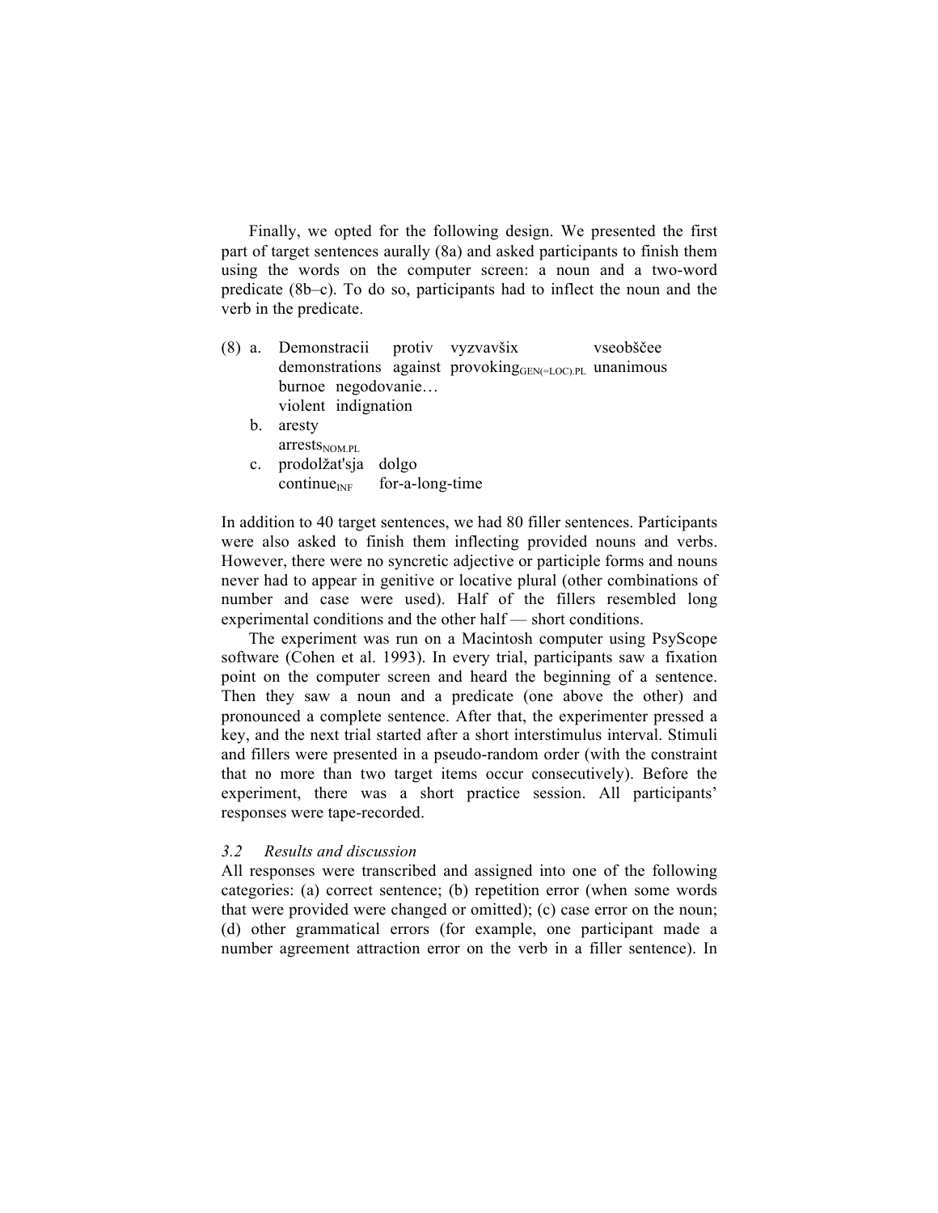Finally, we opted for the following design. We presented the first part of target sentences aurally (8a) and asked participants to finish them using the words on the computer screen: a noun and a two-word predicate (8b–c). To do so, participants had to inflect the noun and the verb in the predicate.

(8) a. Demonstracii protiv vyzvavšix vseobščee
demonstrations against provoking$_{\text{GEN(=LOC).PL}}$ unanimous
burnoe negodovanie…
violent indignation

b. aresty
arrests$_{\text{NOM.PL}}$

c. prodolžat'sja dolgo
continue$_{\text{INF}}$ for-a-long-time

In addition to 40 target sentences, we had 80 filler sentences. Participants were also asked to finish them inflecting provided nouns and verbs. However, there were no syncretic adjective or participle forms and nouns never had to appear in genitive or locative plural (other combinations of number and case were used). Half of the fillers resembled long experimental conditions and the other half — short conditions.

The experiment was run on a Macintosh computer using PsyScope software (Cohen et al. 1993). In every trial, participants saw a fixation point on the computer screen and heard the beginning of a sentence. Then they saw a noun and a predicate (one above the other) and pronounced a complete sentence. After that, the experimenter pressed a key, and the next trial started after a short interstimulus interval. Stimuli and fillers were presented in a pseudo-random order (with the constraint that no more than two target items occur consecutively). Before the experiment, there was a short practice session. All participants' responses were tape-recorded.

### *3.2 Results and discussion*

All responses were transcribed and assigned into one of the following categories: (a) correct sentence; (b) repetition error (when some words that were provided were changed or omitted); (c) case error on the noun; (d) other grammatical errors (for example, one participant made a number agreement attraction error on the verb in a filler sentence). In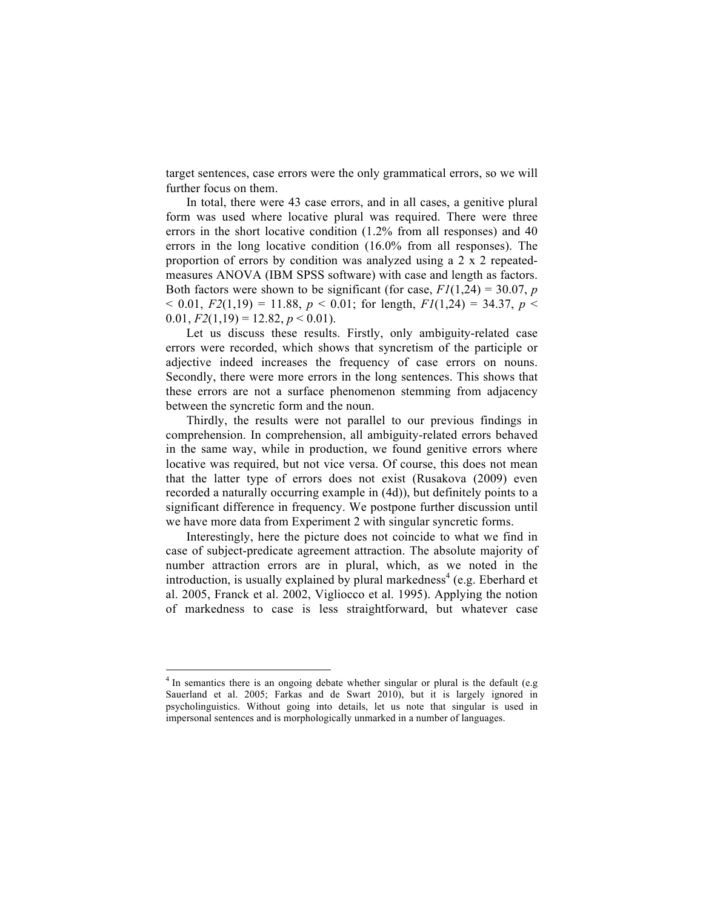target sentences, case errors were the only grammatical errors, so we will further focus on them.

In total, there were 43 case errors, and in all cases, a genitive plural form was used where locative plural was required. There were three errors in the short locative condition (1.2% from all responses) and 40 errors in the long locative condition (16.0% from all responses). The proportion of errors by condition was analyzed using a 2 x 2 repeated-measures ANOVA (IBM SPSS software) with case and length as factors. Both factors were shown to be significant (for case, $F1(1,24) = 30.07$, $p < 0.01$, $F2(1,19) = 11.88$, $p < 0.01$; for length, $F1(1,24) = 34.37$, $p < 0.01$, $F2(1,19) = 12.82$, $p < 0.01$).

Let us discuss these results. Firstly, only ambiguity-related case errors were recorded, which shows that syncretism of the participle or adjective indeed increases the frequency of case errors on nouns. Secondly, there were more errors in the long sentences. This shows that these errors are not a surface phenomenon stemming from adjacency between the syncretic form and the noun.

Thirdly, the results were not parallel to our previous findings in comprehension. In comprehension, all ambiguity-related errors behaved in the same way, while in production, we found genitive errors where locative was required, but not vice versa. Of course, this does not mean that the latter type of errors does not exist (Rusakova (2009) even recorded a naturally occurring example in (4d)), but definitely points to a significant difference in frequency. We postpone further discussion until we have more data from Experiment 2 with singular syncretic forms.

Interestingly, here the picture does not coincide to what we find in case of subject-predicate agreement attraction. The absolute majority of number attraction errors are in plural, which, as we noted in the introduction, is usually explained by plural markedness[4] (e.g. Eberhard et al. 2005, Franck et al. 2002, Vigliocco et al. 1995). Applying the notion of markedness to case is less straightforward, but whatever case

---

[4] In semantics there is an ongoing debate whether singular or plural is the default (e.g Sauerland et al. 2005; Farkas and de Swart 2010), but it is largely ignored in psycholinguistics. Without going into details, let us note that singular is used in impersonal sentences and is morphologically unmarked in a number of languages.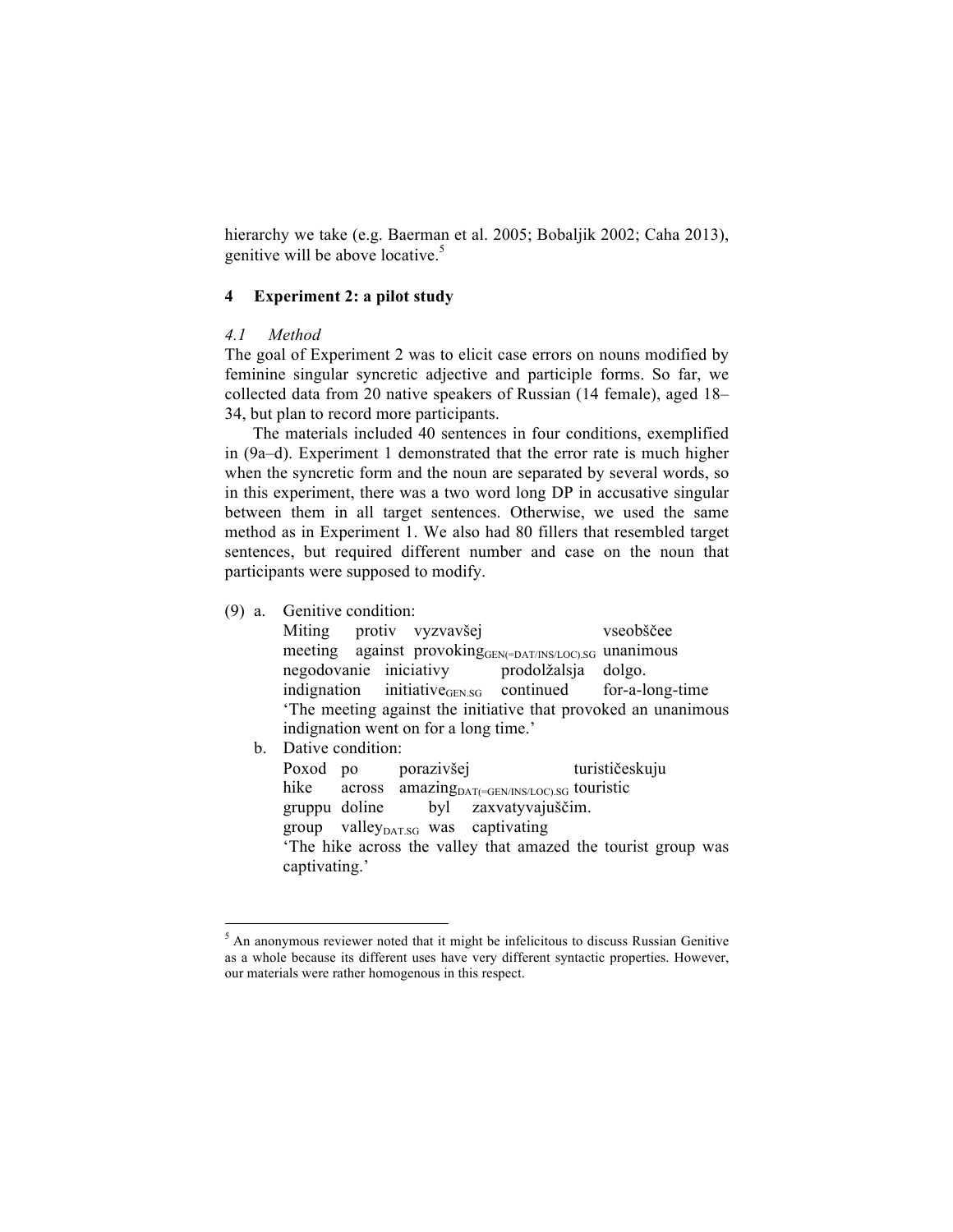hierarchy we take (e.g. Baerman et al. 2005; Bobaljik 2002; Caha 2013), genitive will be above locative.[5]

## 4 Experiment 2: a pilot study

### *4.1 Method*

The goal of Experiment 2 was to elicit case errors on nouns modified by feminine singular syncretic adjective and participle forms. So far, we collected data from 20 native speakers of Russian (14 female), aged 18–34, but plan to record more participants.

The materials included 40 sentences in four conditions, exemplified in (9a–d). Experiment 1 demonstrated that the error rate is much higher when the syncretic form and the noun are separated by several words, so in this experiment, there was a two word long DP in accusative singular between them in all target sentences. Otherwise, we used the same method as in Experiment 1. We also had 80 fillers that resembled target sentences, but required different number and case on the noun that participants were supposed to modify.

(9) a. Genitive condition:

Miting protiv vyzvavšej vseobščee
meeting against provoking$_{\text{GEN(=DAT/INS/LOC).SG}}$ unanimous
negodovanie iniciativy prodolžalsja dolgo.
indignation initiative$_{\text{GEN.SG}}$ continued for-a-long-time
'The meeting against the initiative that provoked an unanimous indignation went on for a long time.'

b. Dative condition:

Poxod po porazivšej turističeskuju
hike across amazing$_{\text{DAT(=GEN/INS/LOC).SG}}$ touristic
gruppu doline byl zaxvatyvajuščim.
group valley$_{\text{DAT.SG}}$ was captivating
'The hike across the valley that amazed the tourist group was captivating.'

---

[5] An anonymous reviewer noted that it might be infelicitous to discuss Russian Genitive as a whole because its different uses have very different syntactic properties. However, our materials were rather homogenous in this respect.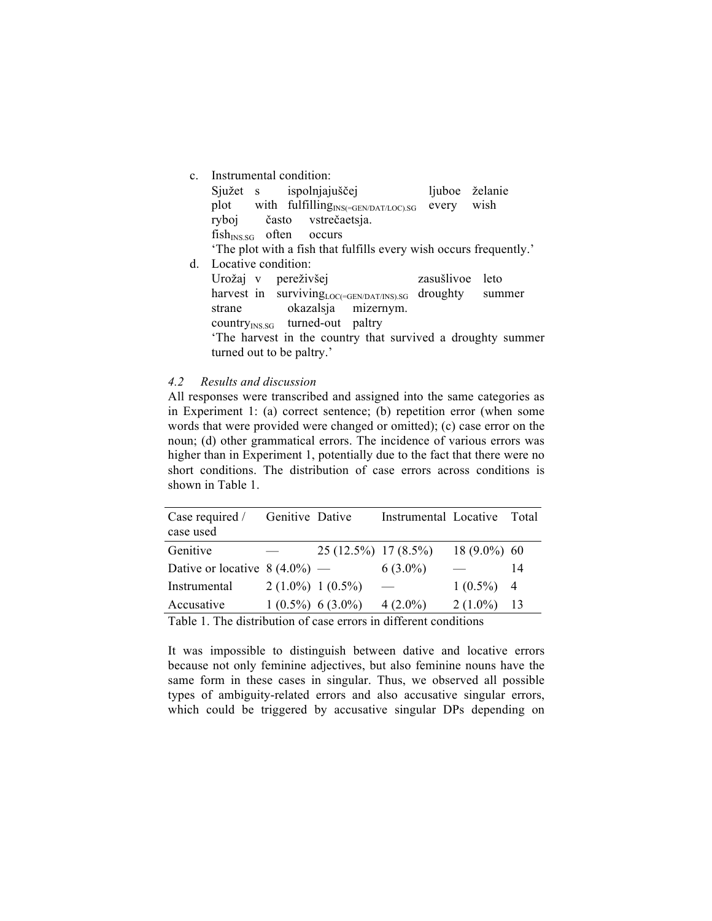c. Instrumental condition:

   Sjužet s ispolnjajuščej ljuboe želanie
   plot with fulfilling$_{\text{INS(=GEN/DAT/LOC).SG}}$ every wish
   ryboj často vstrečaetsja.
   fish$_{\text{INS.SG}}$ often occurs
   'The plot with a fish that fulfills every wish occurs frequently.'

d. Locative condition:

   Urožaj v pereživšej zasušlivoe leto
   harvest in surviving$_{\text{LOC(=GEN/DAT/INS).SG}}$ droughty summer
   strane okazalsja mizernym.
   country$_{\text{INS.SG}}$ turned-out paltry
   'The harvest in the country that survived a droughty summer turned out to be paltry.'

### *4.2 Results and discussion*

All responses were transcribed and assigned into the same categories as in Experiment 1: (a) correct sentence; (b) repetition error (when some words that were provided were changed or omitted); (c) case error on the noun; (d) other grammatical errors. The incidence of various errors was higher than in Experiment 1, potentially due to the fact that there were no short conditions. The distribution of case errors across conditions is shown in Table 1.

| Case required / case used | Genitive | Dative | Instrumental | Locative | Total |
|---|---|---|---|---|---|
| Genitive | — | 25 (12.5%) | 17 (8.5%) | 18 (9.0%) | 60 |
| Dative or locative | 8 (4.0%) | — | 6 (3.0%) | — | 14 |
| Instrumental | 2 (1.0%) | 1 (0.5%) | — | 1 (0.5%) | 4 |
| Accusative | 1 (0.5%) | 6 (3.0%) | 4 (2.0%) | 2 (1.0%) | 13 |

Table 1. The distribution of case errors in different conditions

It was impossible to distinguish between dative and locative errors because not only feminine adjectives, but also feminine nouns have the same form in these cases in singular. Thus, we observed all possible types of ambiguity-related errors and also accusative singular errors, which could be triggered by accusative singular DPs depending on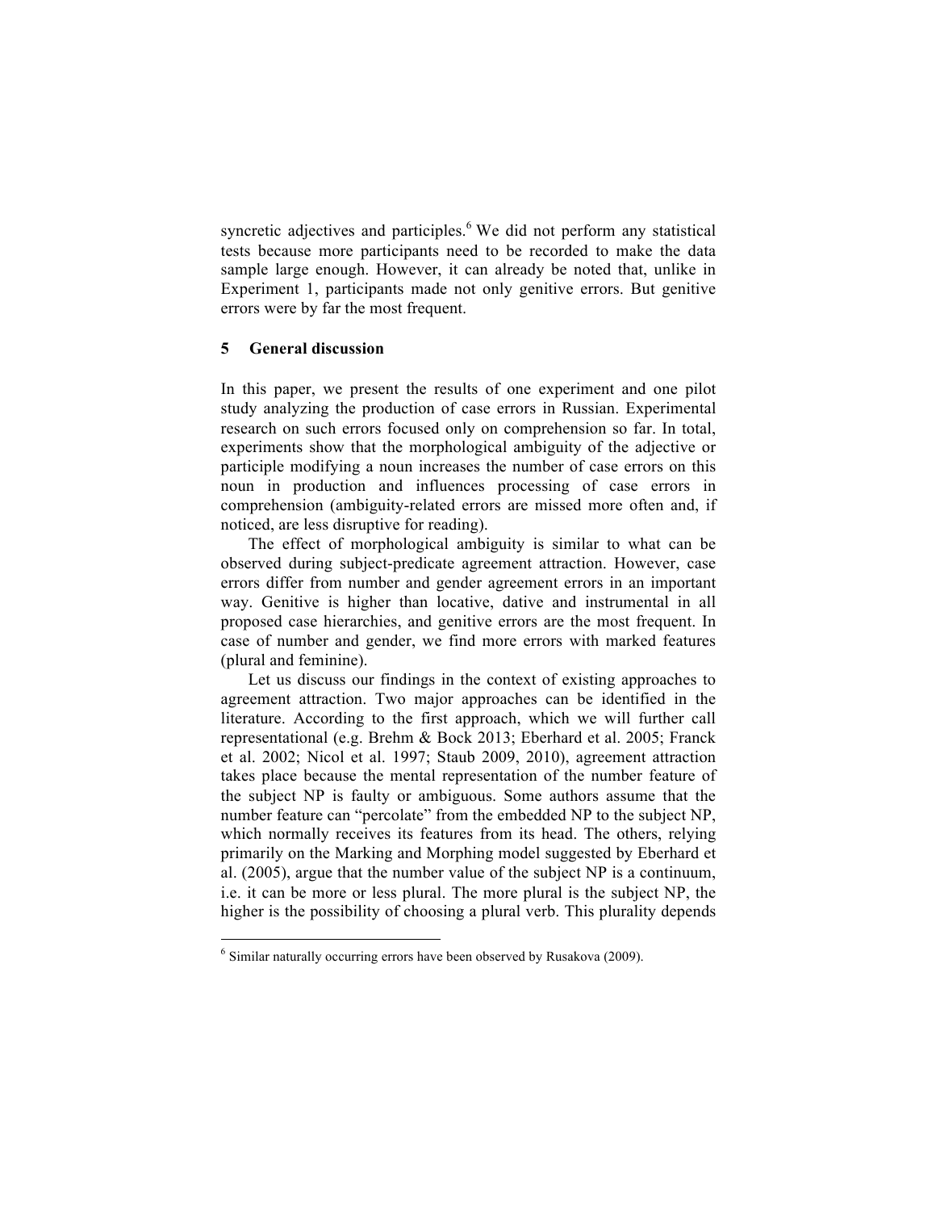syncretic adjectives and participles.[6] We did not perform any statistical tests because more participants need to be recorded to make the data sample large enough. However, it can already be noted that, unlike in Experiment 1, participants made not only genitive errors. But genitive errors were by far the most frequent.

## 5 General discussion

In this paper, we present the results of one experiment and one pilot study analyzing the production of case errors in Russian. Experimental research on such errors focused only on comprehension so far. In total, experiments show that the morphological ambiguity of the adjective or participle modifying a noun increases the number of case errors on this noun in production and influences processing of case errors in comprehension (ambiguity-related errors are missed more often and, if noticed, are less disruptive for reading).

The effect of morphological ambiguity is similar to what can be observed during subject-predicate agreement attraction. However, case errors differ from number and gender agreement errors in an important way. Genitive is higher than locative, dative and instrumental in all proposed case hierarchies, and genitive errors are the most frequent. In case of number and gender, we find more errors with marked features (plural and feminine).

Let us discuss our findings in the context of existing approaches to agreement attraction. Two major approaches can be identified in the literature. According to the first approach, which we will further call representational (e.g. Brehm & Bock 2013; Eberhard et al. 2005; Franck et al. 2002; Nicol et al. 1997; Staub 2009, 2010), agreement attraction takes place because the mental representation of the number feature of the subject NP is faulty or ambiguous. Some authors assume that the number feature can "percolate" from the embedded NP to the subject NP, which normally receives its features from its head. The others, relying primarily on the Marking and Morphing model suggested by Eberhard et al. (2005), argue that the number value of the subject NP is a continuum, i.e. it can be more or less plural. The more plural is the subject NP, the higher is the possibility of choosing a plural verb. This plurality depends

[6] Similar naturally occurring errors have been observed by Rusakova (2009).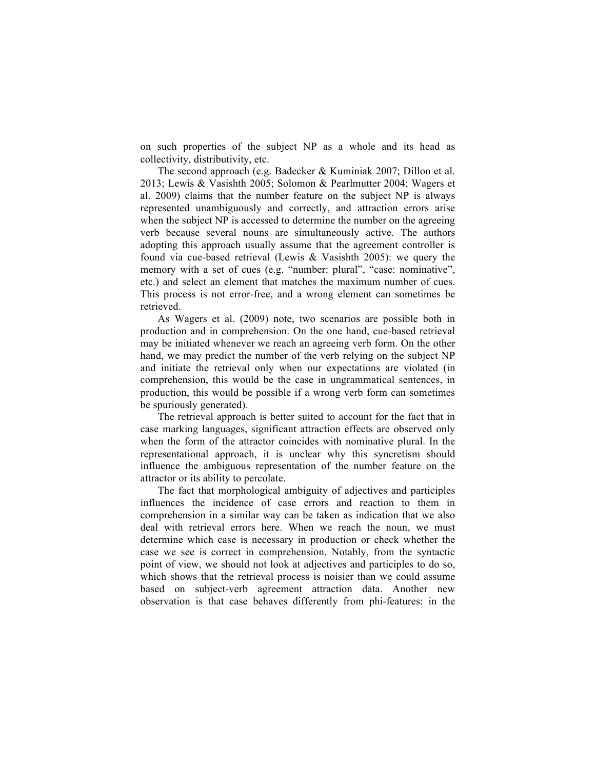on such properties of the subject NP as a whole and its head as collectivity, distributivity, etc.

The second approach (e.g. Badecker & Kuminiak 2007; Dillon et al. 2013; Lewis & Vasishth 2005; Solomon & Pearlmutter 2004; Wagers et al. 2009) claims that the number feature on the subject NP is always represented unambiguously and correctly, and attraction errors arise when the subject NP is accessed to determine the number on the agreeing verb because several nouns are simultaneously active. The authors adopting this approach usually assume that the agreement controller is found via cue-based retrieval (Lewis & Vasishth 2005): we query the memory with a set of cues (e.g. "number: plural", "case: nominative", etc.) and select an element that matches the maximum number of cues. This process is not error-free, and a wrong element can sometimes be retrieved.

As Wagers et al. (2009) note, two scenarios are possible both in production and in comprehension. On the one hand, cue-based retrieval may be initiated whenever we reach an agreeing verb form. On the other hand, we may predict the number of the verb relying on the subject NP and initiate the retrieval only when our expectations are violated (in comprehension, this would be the case in ungrammatical sentences, in production, this would be possible if a wrong verb form can sometimes be spuriously generated).

The retrieval approach is better suited to account for the fact that in case marking languages, significant attraction effects are observed only when the form of the attractor coincides with nominative plural. In the representational approach, it is unclear why this syncretism should influence the ambiguous representation of the number feature on the attractor or its ability to percolate.

The fact that morphological ambiguity of adjectives and participles influences the incidence of case errors and reaction to them in comprehension in a similar way can be taken as indication that we also deal with retrieval errors here. When we reach the noun, we must determine which case is necessary in production or check whether the case we see is correct in comprehension. Notably, from the syntactic point of view, we should not look at adjectives and participles to do so, which shows that the retrieval process is noisier than we could assume based on subject-verb agreement attraction data. Another new observation is that case behaves differently from phi-features: in the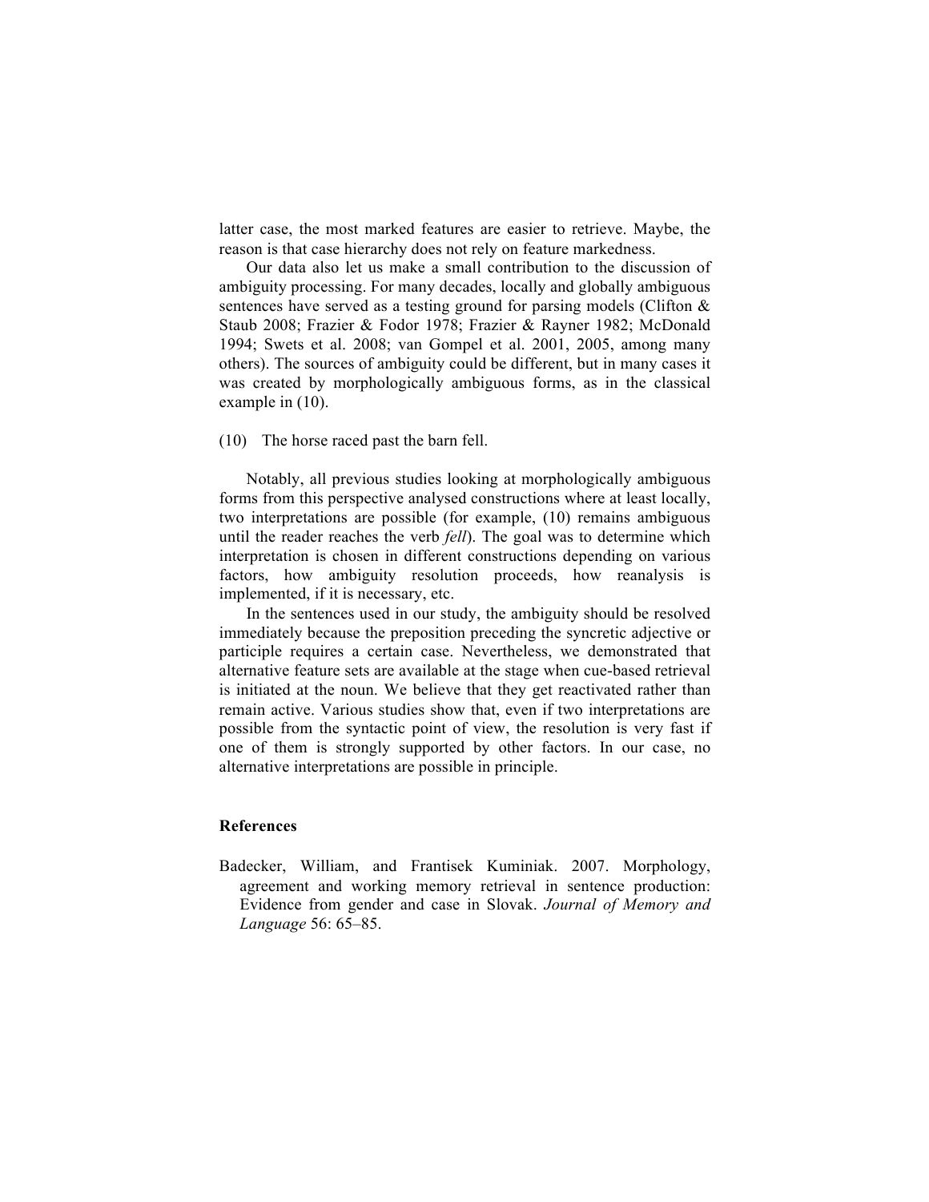latter case, the most marked features are easier to retrieve. Maybe, the reason is that case hierarchy does not rely on feature markedness.

Our data also let us make a small contribution to the discussion of ambiguity processing. For many decades, locally and globally ambiguous sentences have served as a testing ground for parsing models (Clifton & Staub 2008; Frazier & Fodor 1978; Frazier & Rayner 1982; McDonald 1994; Swets et al. 2008; van Gompel et al. 2001, 2005, among many others). The sources of ambiguity could be different, but in many cases it was created by morphologically ambiguous forms, as in the classical example in (10).

(10) The horse raced past the barn fell.

Notably, all previous studies looking at morphologically ambiguous forms from this perspective analysed constructions where at least locally, two interpretations are possible (for example, (10) remains ambiguous until the reader reaches the verb *fell*). The goal was to determine which interpretation is chosen in different constructions depending on various factors, how ambiguity resolution proceeds, how reanalysis is implemented, if it is necessary, etc.

In the sentences used in our study, the ambiguity should be resolved immediately because the preposition preceding the syncretic adjective or participle requires a certain case. Nevertheless, we demonstrated that alternative feature sets are available at the stage when cue-based retrieval is initiated at the noun. We believe that they get reactivated rather than remain active. Various studies show that, even if two interpretations are possible from the syntactic point of view, the resolution is very fast if one of them is strongly supported by other factors. In our case, no alternative interpretations are possible in principle.

## References

Badecker, William, and Frantisek Kuminiak. 2007. Morphology, agreement and working memory retrieval in sentence production: Evidence from gender and case in Slovak. *Journal of Memory and Language* 56: 65–85.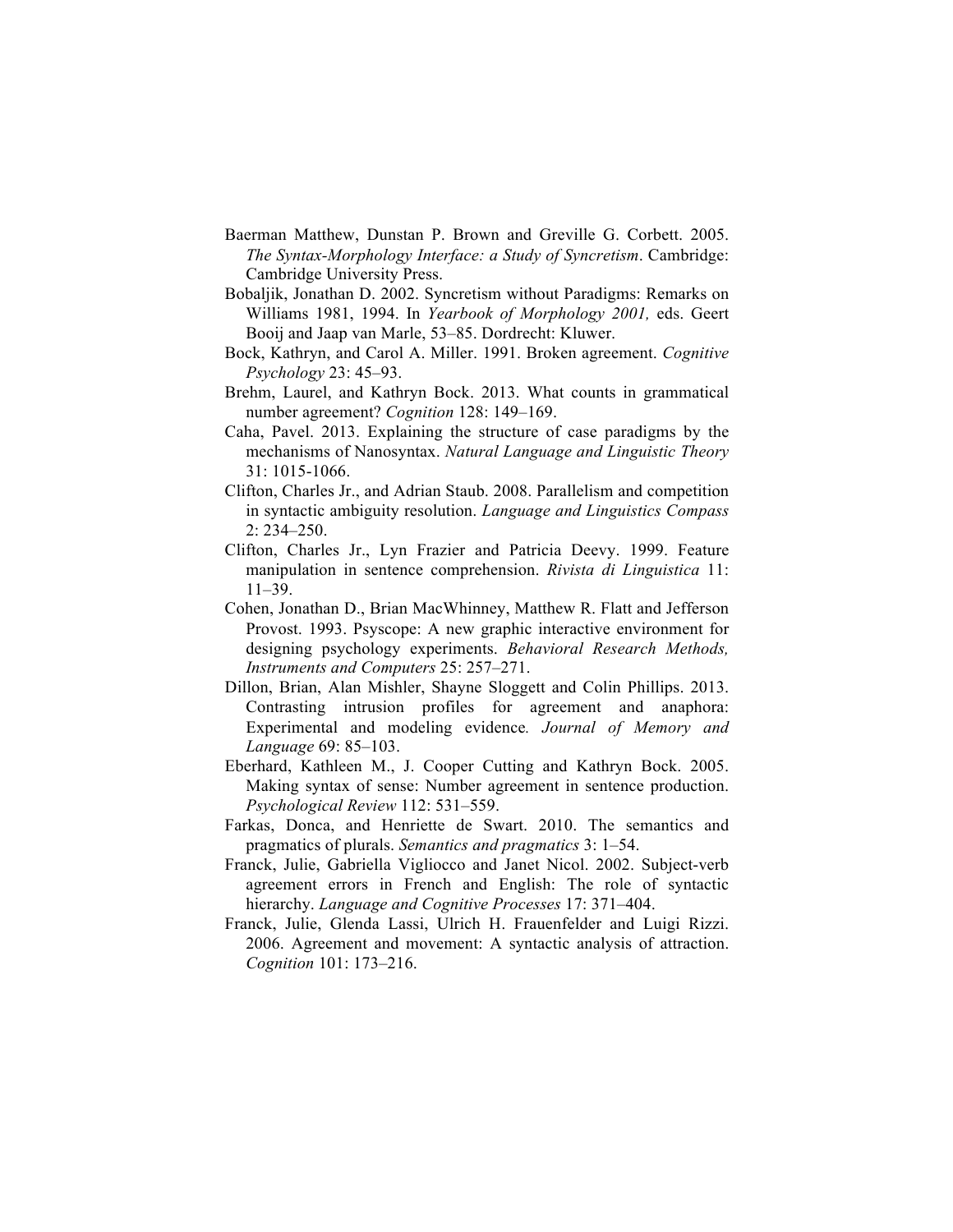Baerman Matthew, Dunstan P. Brown and Greville G. Corbett. 2005. *The Syntax-Morphology Interface: a Study of Syncretism*. Cambridge: Cambridge University Press.

Bobaljik, Jonathan D. 2002. Syncretism without Paradigms: Remarks on Williams 1981, 1994. In *Yearbook of Morphology 2001,* eds. Geert Booij and Jaap van Marle, 53–85. Dordrecht: Kluwer.

Bock, Kathryn, and Carol A. Miller. 1991. Broken agreement. *Cognitive Psychology* 23: 45–93.

Brehm, Laurel, and Kathryn Bock. 2013. What counts in grammatical number agreement? *Cognition* 128: 149–169.

Caha, Pavel. 2013. Explaining the structure of case paradigms by the mechanisms of Nanosyntax. *Natural Language and Linguistic Theory* 31: 1015-1066.

Clifton, Charles Jr., and Adrian Staub. 2008. Parallelism and competition in syntactic ambiguity resolution. *Language and Linguistics Compass* 2: 234–250.

Clifton, Charles Jr., Lyn Frazier and Patricia Deevy. 1999. Feature manipulation in sentence comprehension. *Rivista di Linguistica* 11: 11–39.

Cohen, Jonathan D., Brian MacWhinney, Matthew R. Flatt and Jefferson Provost. 1993. Psyscope: A new graphic interactive environment for designing psychology experiments. *Behavioral Research Methods, Instruments and Computers* 25: 257–271.

Dillon, Brian, Alan Mishler, Shayne Sloggett and Colin Phillips. 2013. Contrasting intrusion profiles for agreement and anaphora: Experimental and modeling evidence*. Journal of Memory and Language* 69: 85–103.

Eberhard, Kathleen M., J. Cooper Cutting and Kathryn Bock. 2005. Making syntax of sense: Number agreement in sentence production. *Psychological Review* 112: 531–559.

Farkas, Donca, and Henriette de Swart. 2010. The semantics and pragmatics of plurals. *Semantics and pragmatics* 3: 1–54.

Franck, Julie, Gabriella Vigliocco and Janet Nicol. 2002. Subject-verb agreement errors in French and English: The role of syntactic hierarchy. *Language and Cognitive Processes* 17: 371–404.

Franck, Julie, Glenda Lassi, Ulrich H. Frauenfelder and Luigi Rizzi. 2006. Agreement and movement: A syntactic analysis of attraction. *Cognition* 101: 173–216.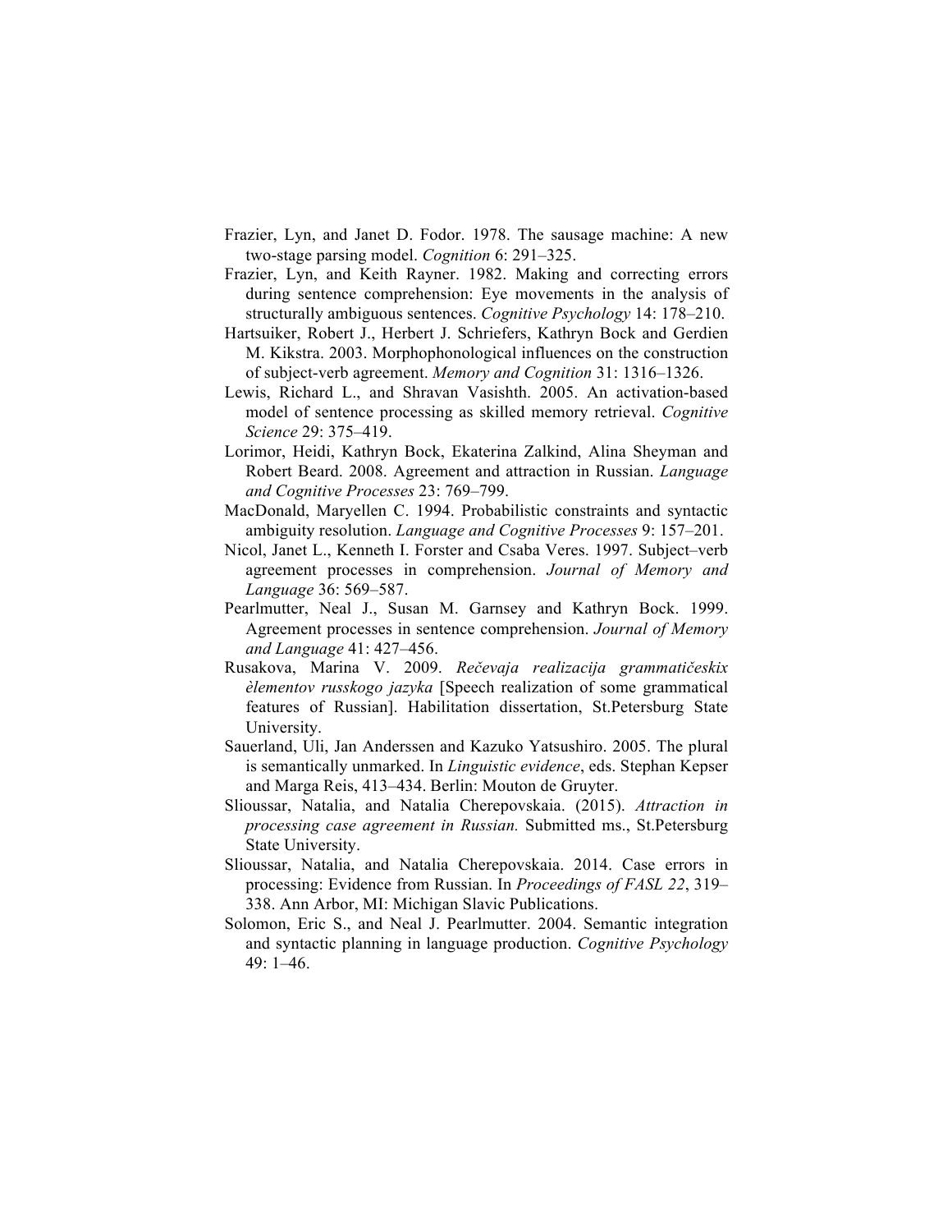Frazier, Lyn, and Janet D. Fodor. 1978. The sausage machine: A new two-stage parsing model. *Cognition* 6: 291–325.

Frazier, Lyn, and Keith Rayner. 1982. Making and correcting errors during sentence comprehension: Eye movements in the analysis of structurally ambiguous sentences. *Cognitive Psychology* 14: 178–210.

Hartsuiker, Robert J., Herbert J. Schriefers, Kathryn Bock and Gerdien M. Kikstra. 2003. Morphophonological influences on the construction of subject-verb agreement. *Memory and Cognition* 31: 1316–1326.

Lewis, Richard L., and Shravan Vasishth. 2005. An activation-based model of sentence processing as skilled memory retrieval. *Cognitive Science* 29: 375–419.

Lorimor, Heidi, Kathryn Bock, Ekaterina Zalkind, Alina Sheyman and Robert Beard. 2008. Agreement and attraction in Russian. *Language and Cognitive Processes* 23: 769–799.

MacDonald, Maryellen C. 1994. Probabilistic constraints and syntactic ambiguity resolution. *Language and Cognitive Processes* 9: 157–201.

Nicol, Janet L., Kenneth I. Forster and Csaba Veres. 1997. Subject–verb agreement processes in comprehension. *Journal of Memory and Language* 36: 569–587.

Pearlmutter, Neal J., Susan M. Garnsey and Kathryn Bock. 1999. Agreement processes in sentence comprehension. *Journal of Memory and Language* 41: 427–456.

Rusakova, Marina V. 2009. *Rečevaja realizacija grammatičeskix èlementov russkogo jazyka* [Speech realization of some grammatical features of Russian]. Habilitation dissertation, St.Petersburg State University.

Sauerland, Uli, Jan Anderssen and Kazuko Yatsushiro. 2005. The plural is semantically unmarked. In *Linguistic evidence*, eds. Stephan Kepser and Marga Reis, 413–434. Berlin: Mouton de Gruyter.

Slioussar, Natalia, and Natalia Cherepovskaia. (2015). *Attraction in processing case agreement in Russian.* Submitted ms., St.Petersburg State University.

Slioussar, Natalia, and Natalia Cherepovskaia. 2014. Case errors in processing: Evidence from Russian. In *Proceedings of FASL 22*, 319–338. Ann Arbor, MI: Michigan Slavic Publications.

Solomon, Eric S., and Neal J. Pearlmutter. 2004. Semantic integration and syntactic planning in language production. *Cognitive Psychology* 49: 1–46.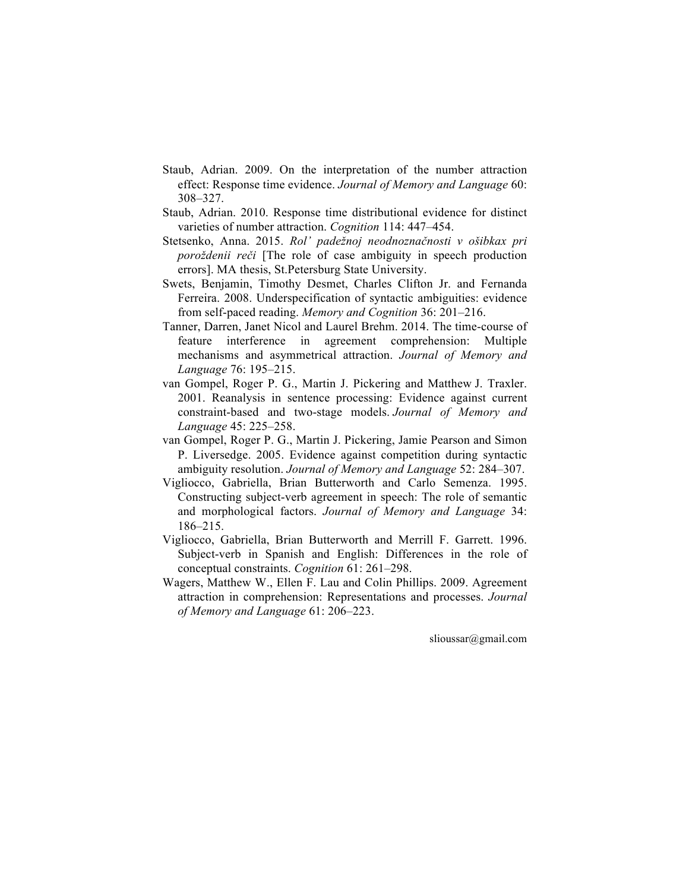Staub, Adrian. 2009. On the interpretation of the number attraction effect: Response time evidence. *Journal of Memory and Language* 60: 308–327.

Staub, Adrian. 2010. Response time distributional evidence for distinct varieties of number attraction. *Cognition* 114: 447–454.

Stetsenko, Anna. 2015. *Rol' padežnoj neodnoznačnosti v ošibkax pri poroždenii reči* [The role of case ambiguity in speech production errors]. MA thesis, St.Petersburg State University.

Swets, Benjamin, Timothy Desmet, Charles Clifton Jr. and Fernanda Ferreira. 2008. Underspecification of syntactic ambiguities: evidence from self-paced reading. *Memory and Cognition* 36: 201–216.

Tanner, Darren, Janet Nicol and Laurel Brehm. 2014. The time-course of feature interference in agreement comprehension: Multiple mechanisms and asymmetrical attraction. *Journal of Memory and Language* 76: 195–215.

van Gompel, Roger P. G., Martin J. Pickering and Matthew J. Traxler. 2001. Reanalysis in sentence processing: Evidence against current constraint-based and two-stage models. *Journal of Memory and Language* 45: 225–258.

van Gompel, Roger P. G., Martin J. Pickering, Jamie Pearson and Simon P. Liversedge. 2005. Evidence against competition during syntactic ambiguity resolution. *Journal of Memory and Language* 52: 284–307.

Vigliocco, Gabriella, Brian Butterworth and Carlo Semenza. 1995. Constructing subject-verb agreement in speech: The role of semantic and morphological factors. *Journal of Memory and Language* 34: 186–215.

Vigliocco, Gabriella, Brian Butterworth and Merrill F. Garrett. 1996. Subject-verb in Spanish and English: Differences in the role of conceptual constraints. *Cognition* 61: 261–298.

Wagers, Matthew W., Ellen F. Lau and Colin Phillips. 2009. Agreement attraction in comprehension: Representations and processes. *Journal of Memory and Language* 61: 206–223.

slioussar@gmail.com